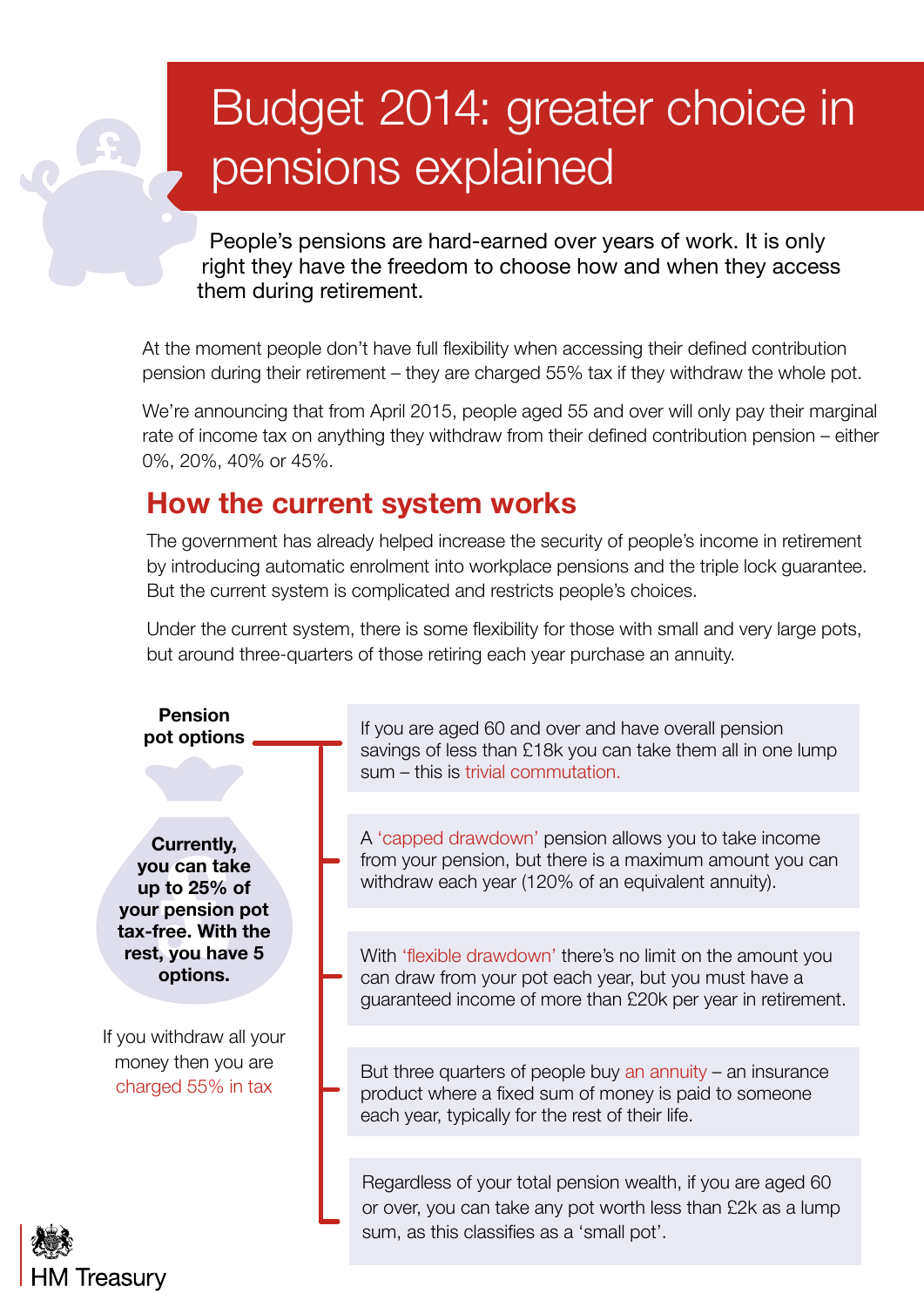# Budget 2014: greater choice in pensions explained

People's pensions are hard-earned over years of work. It is only right they have the freedom to choose how and when they access them during retirement.

At the moment people don't have full flexibility when accessing their defined contribution pension during their retirement – they are charged 55% tax if they withdraw the whole pot.

We're announcing that from April 2015, people aged 55 and over will only pay their marginal rate of income tax on anything they withdraw from their defined contribution pension – either 0%, 20%, 40% or 45%.

## How the current system works

The government has already helped increase the security of people's income in retirement by introducing automatic enrolment into workplace pensions and the triple lock guarantee. But the current system is complicated and restricts people's choices.

Under the current system, there is some flexibility for those with small and very large pots, but around three-quarters of those retiring each year purchase an annuity.

**Pension pot options**

**Currently, you can take up to 25% of your pension pot tax-free. With the rest, you have 5 options.**

If you withdraw all your money then you are charged 55% in tax

- If you are aged 60 and over and have overall pension savings of less than £18k you can take them all in one lump sum – this is trivial commutation.
- A 'capped drawdown' pension allows you to take income from your pension, but there is a maximum amount you can withdraw each year (120% of an equivalent annuity).
- With 'flexible drawdown' there's no limit on the amount you can draw from your pot each year, but you must have a guaranteed income of more than £20k per year in retirement.
- But three quarters of people buy an annuity – an insurance product where a fixed sum of money is paid to someone each year, typically for the rest of their life.
- Regardless of your total pension wealth, if you are aged 60 or over, you can take any pot worth less than £2k as a lump sum, as this classifies as a 'small pot'.

HM Treasury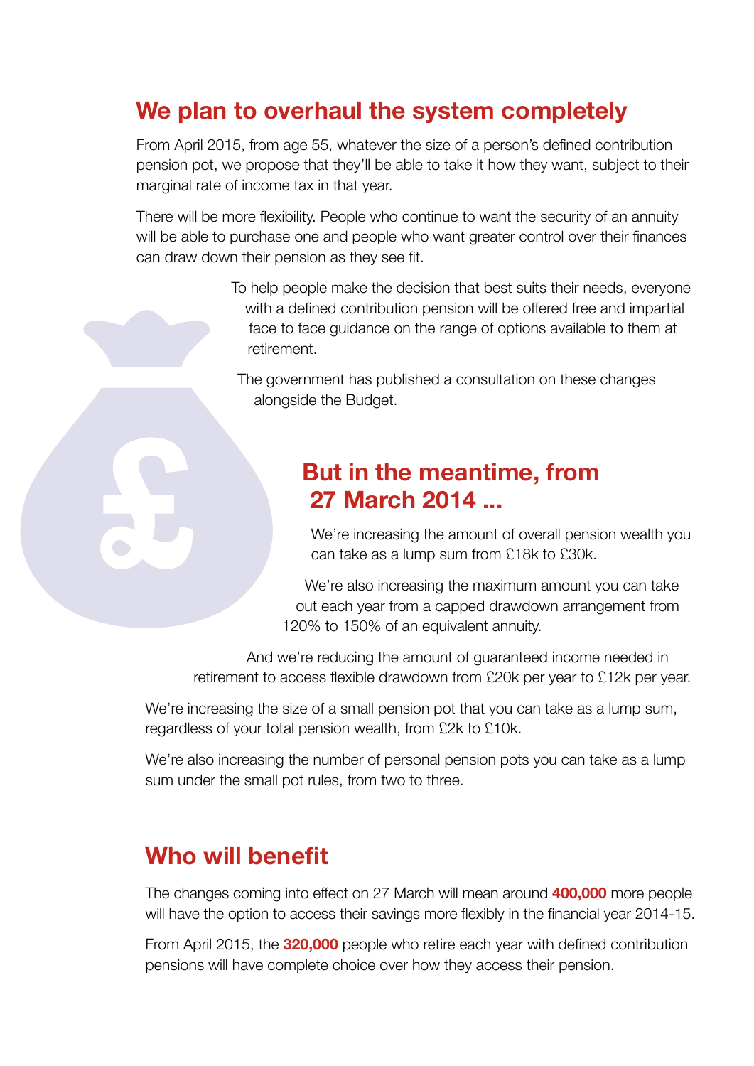## We plan to overhaul the system completely

From April 2015, from age 55, whatever the size of a person's defined contribution pension pot, we propose that they'll be able to take it how they want, subject to their marginal rate of income tax in that year.

There will be more flexibility. People who continue to want the security of an annuity will be able to purchase one and people who want greater control over their finances can draw down their pension as they see fit.

To help people make the decision that best suits their needs, everyone with a defined contribution pension will be offered free and impartial face to face guidance on the range of options available to them at retirement.

The government has published a consultation on these changes alongside the Budget.

## But in the meantime, from 27 March 2014 ...

We're increasing the amount of overall pension wealth you can take as a lump sum from £18k to £30k.

We're also increasing the maximum amount you can take out each year from a capped drawdown arrangement from 120% to 150% of an equivalent annuity.

And we're reducing the amount of guaranteed income needed in retirement to access flexible drawdown from £20k per year to £12k per year.

We're increasing the size of a small pension pot that you can take as a lump sum, regardless of your total pension wealth, from £2k to £10k.

We're also increasing the number of personal pension pots you can take as a lump sum under the small pot rules, from two to three.

## Who will benefit

The changes coming into effect on 27 March will mean around **400,000** more people will have the option to access their savings more flexibly in the financial year 2014-15.

From April 2015, the **320,000** people who retire each year with defined contribution pensions will have complete choice over how they access their pension.